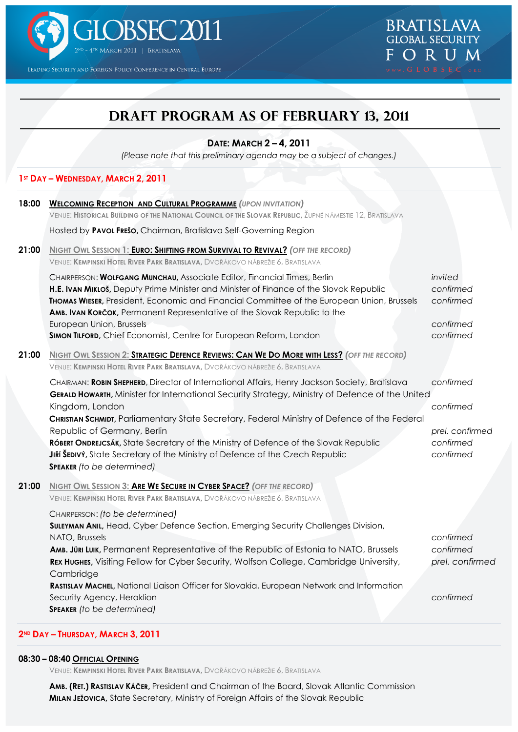GLOBSEC 2011

2ND - 4TH MARCH 2011 | BRATISLAVA

LEADING SECURITY AND FOREIGN POLICY CONFERENCE IN CENTRAL EUROPE

BRATISLAVA GLOBAL SECURITY FORUM

WWW.GLOBSEC.ORG

# DRAFT PROGRAM AS OF FEBRUARY 13, 2011

**DATE: MARCH 2 – 4, 2011**

*(Please note that this preliminary agenda may be a subject of changes.)*

## 1ST DAY – WEDNESDAY, MARCH 2, 2011

**18:00** **WELCOMING RECEPTION AND CULTURAL PROGRAMME** *(UPON INVITATION)*

VENUE: HISTORICAL BUILDING OF THE NATIONAL COUNCIL OF THE SLOVAK REPUBLIC, ŽUPNÉ NÁMESTIE 12, BRATISLAVA

Hosted by **PAVOL FREŠO,** Chairman, Bratislava Self-Governing Region

**21:00** NIGHT OWL SESSION 1: **EURO: SHIFTING FROM SURVIVAL TO REVIVAL?** *(OFF THE RECORD)*

VENUE: KEMPINSKI HOTEL RIVER PARK BRATISLAVA, DVOŘÁKOVO NÁBREŽIE 6, BRATISLAVA

- CHAIRPERSON: **WOLFGANG MUNCHAU,** Associate Editor, Financial Times, Berlin — *invited*
- **H.E. IVAN MIKLOŠ,** Deputy Prime Minister and Minister of Finance of the Slovak Republic — *confirmed*
- **THOMAS WIESER,** President, Economic and Financial Committee of the European Union, Brussels — *confirmed*
- **AMB. IVAN KORČOK,** Permanent Representative of the Slovak Republic to the European Union, Brussels — *confirmed*
- **SIMON TILFORD,** Chief Economist, Centre for European Reform, London — *confirmed*

**21:00** NIGHT OWL SESSION 2: **STRATEGIC DEFENCE REVIEWS: CAN WE DO MORE WITH LESS?** *(OFF THE RECORD)*

VENUE: KEMPINSKI HOTEL RIVER PARK BRATISLAVA, DVOŘÁKOVO NÁBREŽIE 6, BRATISLAVA

- CHAIRMAN: **ROBIN SHEPHERD,** Director of International Affairs, Henry Jackson Society, Bratislava — *confirmed*
- **GERALD HOWARTH,** Minister for International Security Strategy, Ministry of Defence of the United Kingdom, London — *confirmed*
- **CHRISTIAN SCHMIDT,** Parliamentary State Secretary, Federal Ministry of Defence of the Federal Republic of Germany, Berlin — *prel. confirmed*
- **RÓBERT ONDREJCSÁK,** State Secretary of the Ministry of Defence of the Slovak Republic — *confirmed*
- **JIŘÍ ŠEDIVÝ,** State Secretary of the Ministry of Defence of the Czech Republic — *confirmed*
- **SPEAKER** *(to be determined)*

**21:00** NIGHT OWL SESSION 3: **ARE WE SECURE IN CYBER SPACE?** *(OFF THE RECORD)*

VENUE: KEMPINSKI HOTEL RIVER PARK BRATISLAVA, DVOŘÁKOVO NÁBREŽIE 6, BRATISLAVA

- CHAIRPERSON: *(to be determined)*
- **SULEYMAN ANIL,** Head, Cyber Defence Section, Emerging Security Challenges Division, NATO, Brussels — *confirmed*
- **AMB. JÜRI LUIK,** Permanent Representative of the Republic of Estonia to NATO, Brussels — *confirmed*
- **REX HUGHES,** Visiting Fellow for Cyber Security, Wolfson College, Cambridge University, Cambridge — *prel. confirmed*
- **RASTISLAV MACHEL,** National Liaison Officer for Slovakia, European Network and Information Security Agency, Heraklion — *confirmed*
- **SPEAKER** *(to be determined)*

## 2ND DAY – THURSDAY, MARCH 3, 2011

**08:30 – 08:40** **OFFICIAL OPENING**

VENUE: KEMPINSKI HOTEL RIVER PARK BRATISLAVA, DVOŘÁKOVO NÁBREŽIE 6, BRATISLAVA

**AMB. (RET.) RASTISLAV KÁČER,** President and Chairman of the Board, Slovak Atlantic Commission
**MILAN JEŽOVICA,** State Secretary, Ministry of Foreign Affairs of the Slovak Republic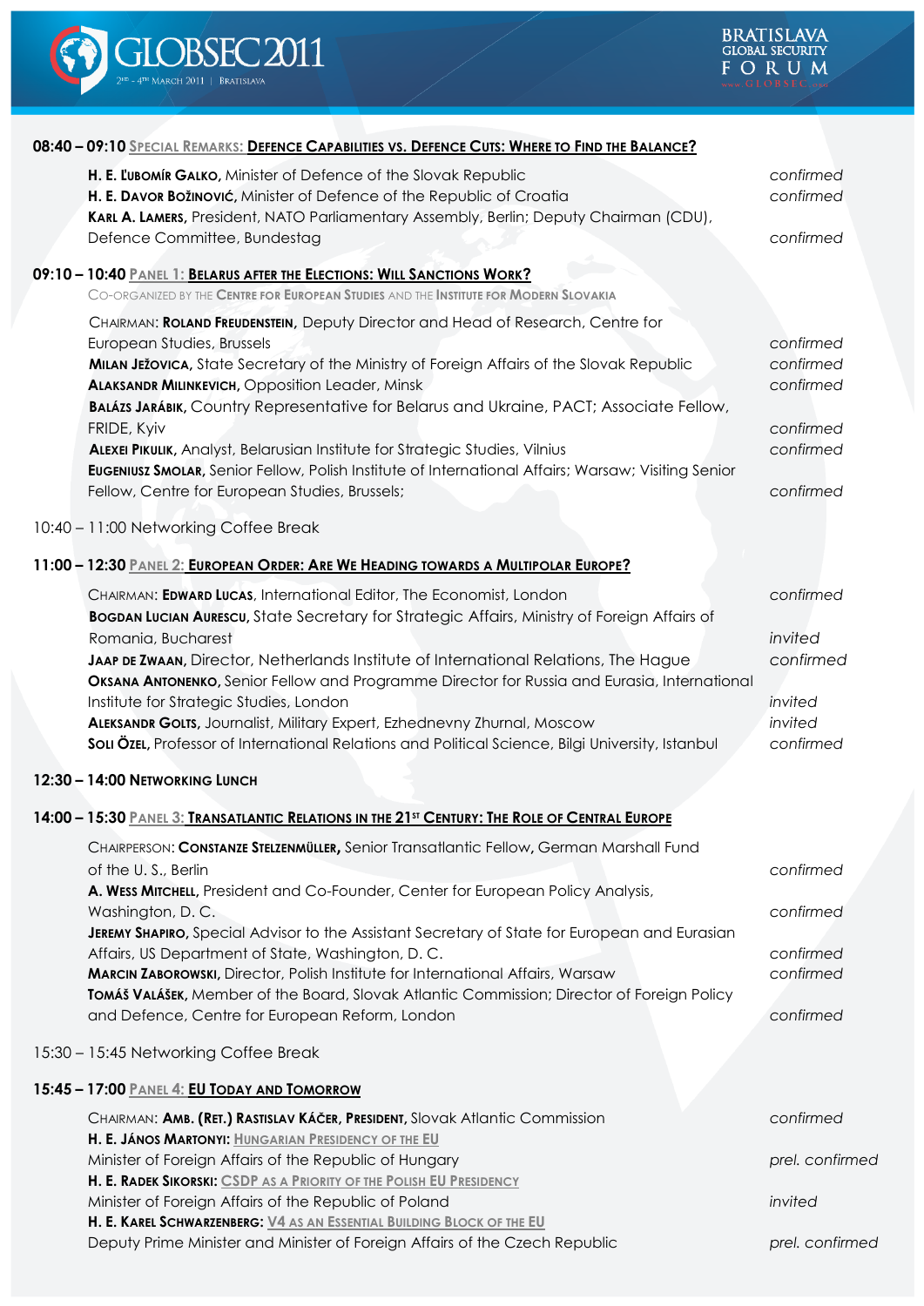### 08:40 – 09:10 Special Remarks: **Defence Capabilities vs. Defence Cuts: Where to Find the Balance?**

| | |
|---|---|
| **H. E. Ľubomír Galko,** Minister of Defence of the Slovak Republic | *confirmed* |
| **H. E. Davor Božinović,** Minister of Defence of the Republic of Croatia | *confirmed* |
| **Karl A. Lamers,** President, NATO Parliamentary Assembly, Berlin; Deputy Chairman (CDU), Defence Committee, Bundestag | *confirmed* |

### 09:10 – 10:40 Panel 1: **Belarus after the Elections: Will Sanctions Work?**

Co-organized by the **Centre for European Studies** and the **Institute for Modern Slovakia**

| | |
|---|---|
| Chairman: **Roland Freudenstein,** Deputy Director and Head of Research, Centre for European Studies, Brussels | *confirmed* |
| **Milan Ježovica,** State Secretary of the Ministry of Foreign Affairs of the Slovak Republic | *confirmed* |
| **Alaksandr Milinkevich,** Opposition Leader, Minsk | *confirmed* |
| **Balázs Jarábik,** Country Representative for Belarus and Ukraine, PACT; Associate Fellow, FRIDE, Kyiv | *confirmed* |
| **Alexei Pikulik,** Analyst, Belarusian Institute for Strategic Studies, Vilnius | *confirmed* |
| **Eugeniusz Smolar,** Senior Fellow, Polish Institute of International Affairs; Warsaw; Visiting Senior Fellow, Centre for European Studies, Brussels; | *confirmed* |

10:40 – 11:00 Networking Coffee Break

### 11:00 – 12:30 Panel 2: **European Order: Are We Heading towards a Multipolar Europe?**

| | |
|---|---|
| Chairman: **Edward Lucas**, International Editor, The Economist, London | *confirmed* |
| **Bogdan Lucian Aurescu,** State Secretary for Strategic Affairs, Ministry of Foreign Affairs of Romania, Bucharest | *invited* |
| **Jaap de Zwaan,** Director, Netherlands Institute of International Relations, The Hague | *confirmed* |
| **Oksana Antonenko,** Senior Fellow and Programme Director for Russia and Eurasia, International Institute for Strategic Studies, London | *invited* |
| **Aleksandr Golts,** Journalist, Military Expert, Ezhednevny Zhurnal, Moscow | *invited* |
| **Soli Özel,** Professor of International Relations and Political Science, Bilgi University, Istanbul | *confirmed* |

### 12:30 – 14:00 Networking Lunch

### 14:00 – 15:30 Panel 3: **Transatlantic Relations in the 21st Century: The Role of Central Europe**

| | |
|---|---|
| Chairperson: **Constanze Stelzenmüller,** Senior Transatlantic Fellow, German Marshall Fund of the U. S., Berlin | *confirmed* |
| **A. Wess Mitchell,** President and Co-Founder, Center for European Policy Analysis, Washington, D. C. | *confirmed* |
| **Jeremy Shapiro,** Special Advisor to the Assistant Secretary of State for European and Eurasian Affairs, US Department of State, Washington, D. C. | *confirmed* |
| **Marcin Zaborowski,** Director, Polish Institute for International Affairs, Warsaw | *confirmed* |
| **Tomáš Valášek,** Member of the Board, Slovak Atlantic Commission; Director of Foreign Policy and Defence, Centre for European Reform, London | *confirmed* |

15:30 – 15:45 Networking Coffee Break

### 15:45 – 17:00 Panel 4: **EU Today and Tomorrow**

| | |
|---|---|
| Chairman: **Amb. (Ret.) Rastislav Káčer, President,** Slovak Atlantic Commission | *confirmed* |
| **H. E. János Martonyi:** Hungarian Presidency of the EU<br>Minister of Foreign Affairs of the Republic of Hungary | *prel. confirmed* |
| **H. E. Radek Sikorski:** CSDP as a Priority of the Polish EU Presidency<br>Minister of Foreign Affairs of the Republic of Poland | *invited* |
| **H. E. Karel Schwarzenberg:** V4 as an Essential Building Block of the EU<br>Deputy Prime Minister and Minister of Foreign Affairs of the Czech Republic | *prel. confirmed* |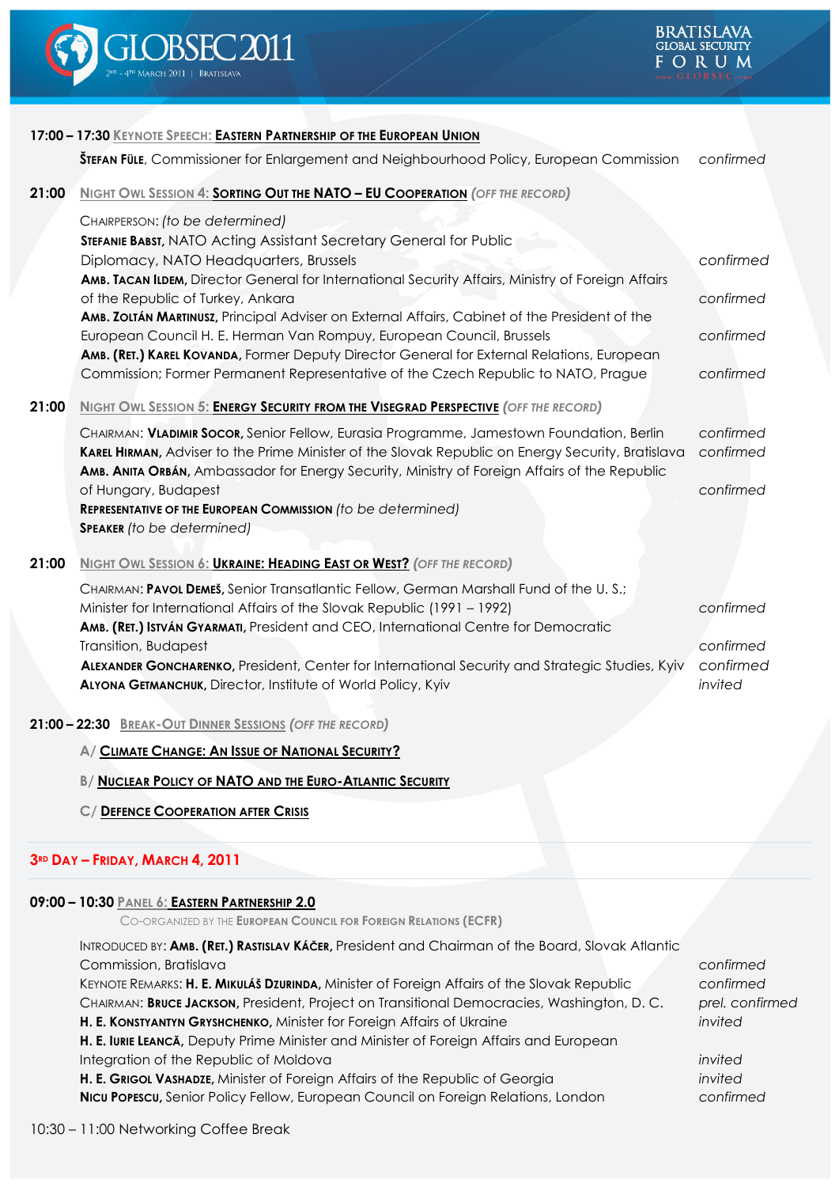**17:00 – 17:30 KEYNOTE SPEECH: EASTERN PARTNERSHIP OF THE EUROPEAN UNION**

**ŠTEFAN FÜLE**, Commissioner for Enlargement and Neighbourhood Policy, European Commission — *confirmed*

**21:00 NIGHT OWL SESSION 4: SORTING OUT THE NATO – EU COOPERATION** *(OFF THE RECORD)*

CHAIRPERSON: *(to be determined)*

**STEFANIE BABST**, NATO Acting Assistant Secretary General for Public Diplomacy, NATO Headquarters, Brussels — *confirmed*

**AMB. TACAN ILDEM**, Director General for International Security Affairs, Ministry of Foreign Affairs of the Republic of Turkey, Ankara — *confirmed*

**AMB. ZOLTÁN MARTINUSZ**, Principal Adviser on External Affairs, Cabinet of the President of the European Council H. E. Herman Van Rompuy, European Council, Brussels — *confirmed*

**AMB. (RET.) KAREL KOVANDA**, Former Deputy Director General for External Relations, European Commission; Former Permanent Representative of the Czech Republic to NATO, Prague — *confirmed*

**21:00 NIGHT OWL SESSION 5: ENERGY SECURITY FROM THE VISEGRAD PERSPECTIVE** *(OFF THE RECORD)*

CHAIRMAN: **VLADIMIR SOCOR**, Senior Fellow, Eurasia Programme, Jamestown Foundation, Berlin — *confirmed*

**KAREL HIRMAN**, Adviser to the Prime Minister of the Slovak Republic on Energy Security, Bratislava — *confirmed*

**AMB. ANITA ORBÁN**, Ambassador for Energy Security, Ministry of Foreign Affairs of the Republic of Hungary, Budapest — *confirmed*

**REPRESENTATIVE OF THE EUROPEAN COMMISSION** *(to be determined)*

**SPEAKER** *(to be determined)*

**21:00 NIGHT OWL SESSION 6: UKRAINE: HEADING EAST OR WEST?** *(OFF THE RECORD)*

CHAIRMAN: **PAVOL DEMEŠ**, Senior Transatlantic Fellow, German Marshall Fund of the U. S.; Minister for International Affairs of the Slovak Republic (1991 – 1992) — *confirmed*

**AMB. (RET.) ISTVÁN GYARMATI**, President and CEO, International Centre for Democratic Transition, Budapest — *confirmed*

**ALEXANDER GONCHARENKO**, President, Center for International Security and Strategic Studies, Kyiv — *confirmed*

**ALYONA GETMANCHUK**, Director, Institute of World Policy, Kyiv — *invited*

**21:00 – 22:30 BREAK-OUT DINNER SESSIONS** *(OFF THE RECORD)*

A/ **CLIMATE CHANGE: AN ISSUE OF NATIONAL SECURITY?**

B/ **NUCLEAR POLICY OF NATO AND THE EURO-ATLANTIC SECURITY**

C/ **DEFENCE COOPERATION AFTER CRISIS**

## 3RD DAY – FRIDAY, MARCH 4, 2011

**09:00 – 10:30 PANEL 6: EASTERN PARTNERSHIP 2.0**

CO-ORGANIZED BY THE **EUROPEAN COUNCIL FOR FOREIGN RELATIONS (ECFR)**

INTRODUCED BY: **AMB. (RET.) RASTISLAV KÁČER**, President and Chairman of the Board, Slovak Atlantic Commission, Bratislava — *confirmed*

KEYNOTE REMARKS: **H. E. MIKULÁŠ DZURINDA**, Minister of Foreign Affairs of the Slovak Republic — *confirmed*

CHAIRMAN: **BRUCE JACKSON**, President, Project on Transitional Democracies, Washington, D. C. — *prel. confirmed*

**H. E. KONSTYANTYN GRYSHCHENKO**, Minister for Foreign Affairs of Ukraine — *invited*

**H. E. IURIE LEANCĂ**, Deputy Prime Minister and Minister of Foreign Affairs and European Integration of the Republic of Moldova — *invited*

**H. E. GRIGOL VASHADZE**, Minister of Foreign Affairs of the Republic of Georgia — *invited*

**NICU POPESCU**, Senior Policy Fellow, European Council on Foreign Relations, London — *confirmed*

10:30 – 11:00 Networking Coffee Break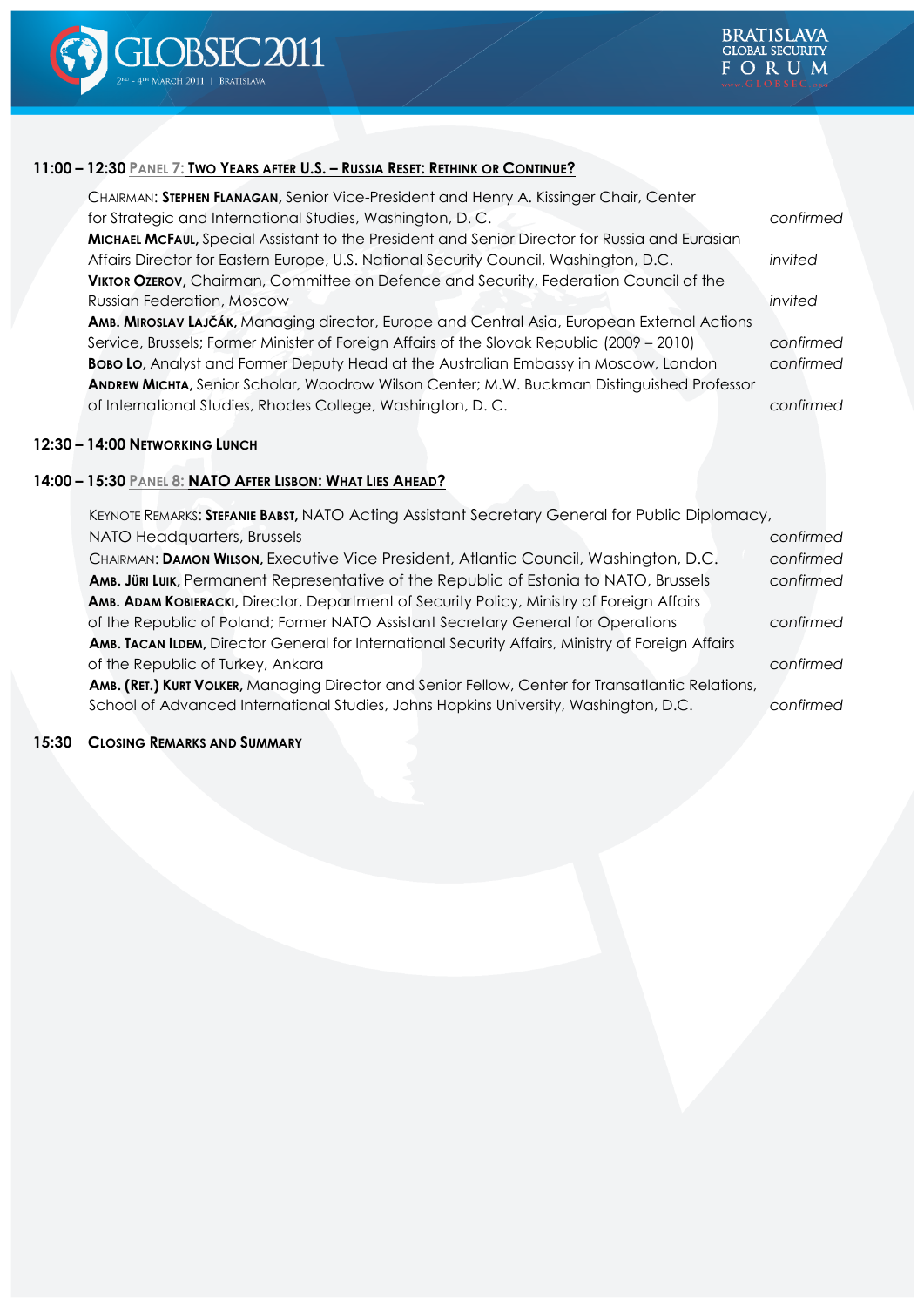**11:00 – 12:30 PANEL 7: TWO YEARS AFTER U.S. – RUSSIA RESET: RETHINK OR CONTINUE?**

| | |
|---|---|
| CHAIRMAN: **STEPHEN FLANAGAN,** Senior Vice-President and Henry A. Kissinger Chair, Center for Strategic and International Studies, Washington, D. C. | *confirmed* |
| **MICHAEL MCFAUL,** Special Assistant to the President and Senior Director for Russia and Eurasian Affairs Director for Eastern Europe, U.S. National Security Council, Washington, D.C. | *invited* |
| **VIKTOR OZEROV,** Chairman, Committee on Defence and Security, Federation Council of the Russian Federation, Moscow | *invited* |
| **AMB. MIROSLAV LAJČÁK,** Managing director, Europe and Central Asia, European External Actions Service, Brussels; Former Minister of Foreign Affairs of the Slovak Republic (2009 – 2010) | *confirmed* |
| **BOBO LO,** Analyst and Former Deputy Head at the Australian Embassy in Moscow, London | *confirmed* |
| **ANDREW MICHTA,** Senior Scholar, Woodrow Wilson Center; M.W. Buckman Distinguished Professor of International Studies, Rhodes College, Washington, D. C. | *confirmed* |

**12:30 – 14:00 NETWORKING LUNCH**

**14:00 – 15:30 PANEL 8: NATO AFTER LISBON: WHAT LIES AHEAD?**

| | |
|---|---|
| KEYNOTE REMARKS: **STEFANIE BABST,** NATO Acting Assistant Secretary General for Public Diplomacy, NATO Headquarters, Brussels | *confirmed* |
| CHAIRMAN: **DAMON WILSON,** Executive Vice President, Atlantic Council, Washington, D.C. | *confirmed* |
| **AMB. JÜRI LUIK,** Permanent Representative of the Republic of Estonia to NATO, Brussels | *confirmed* |
| **AMB. ADAM KOBIERACKI,** Director, Department of Security Policy, Ministry of Foreign Affairs of the Republic of Poland; Former NATO Assistant Secretary General for Operations | *confirmed* |
| **AMB. TACAN ILDEM,** Director General for International Security Affairs, Ministry of Foreign Affairs of the Republic of Turkey, Ankara | *confirmed* |
| **AMB. (RET.) KURT VOLKER,** Managing Director and Senior Fellow, Center for Transatlantic Relations, School of Advanced International Studies, Johns Hopkins University, Washington, D.C. | *confirmed* |

**15:30 CLOSING REMARKS AND SUMMARY**